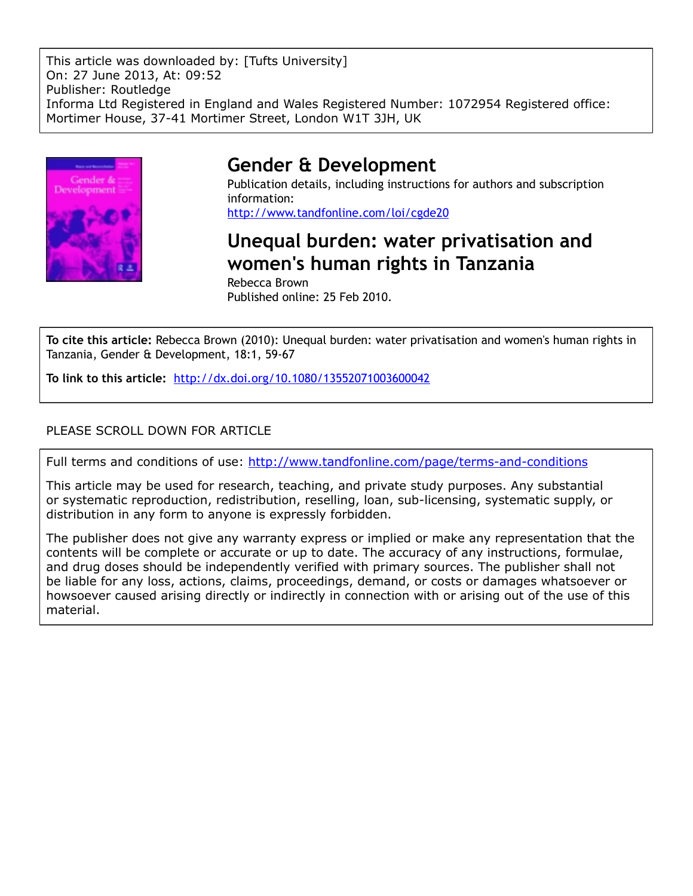This article was downloaded by: [Tufts University]
On: 27 June 2013, At: 09:52
Publisher: Routledge
Informa Ltd Registered in England and Wales Registered Number: 1072954 Registered office: Mortimer House, 37-41 Mortimer Street, London W1T 3JH, UK

# Gender & Development

Publication details, including instructions for authors and subscription information:
http://www.tandfonline.com/loi/cgde20

## Unequal burden: water privatisation and women's human rights in Tanzania

Rebecca Brown
Published online: 25 Feb 2010.

**To cite this article:** Rebecca Brown (2010): Unequal burden: water privatisation and women's human rights in Tanzania, Gender & Development, 18:1, 59-67

**To link to this article:** http://dx.doi.org/10.1080/13552071003600042

PLEASE SCROLL DOWN FOR ARTICLE

Full terms and conditions of use: http://www.tandfonline.com/page/terms-and-conditions

This article may be used for research, teaching, and private study purposes. Any substantial or systematic reproduction, redistribution, reselling, loan, sub-licensing, systematic supply, or distribution in any form to anyone is expressly forbidden.

The publisher does not give any warranty express or implied or make any representation that the contents will be complete or accurate or up to date. The accuracy of any instructions, formulae, and drug doses should be independently verified with primary sources. The publisher shall not be liable for any loss, actions, claims, proceedings, demand, or costs or damages whatsoever or howsoever caused arising directly or indirectly in connection with or arising out of the use of this material.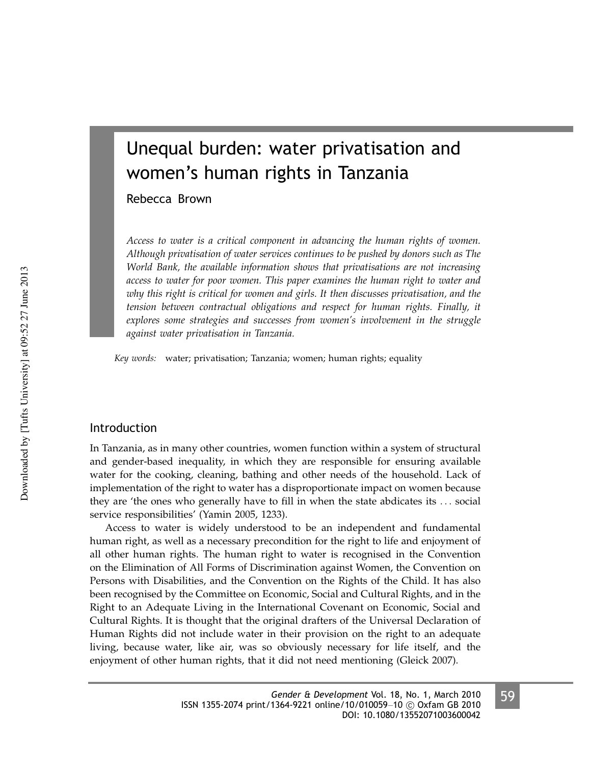# Unequal burden: water privatisation and women's human rights in Tanzania

Rebecca Brown

*Access to water is a critical component in advancing the human rights of women. Although privatisation of water services continues to be pushed by donors such as The World Bank, the available information shows that privatisations are not increasing access to water for poor women. This paper examines the human right to water and why this right is critical for women and girls. It then discusses privatisation, and the tension between contractual obligations and respect for human rights. Finally, it explores some strategies and successes from women's involvement in the struggle against water privatisation in Tanzania.*

*Key words:* water; privatisation; Tanzania; women; human rights; equality

## Introduction

In Tanzania, as in many other countries, women function within a system of structural and gender-based inequality, in which they are responsible for ensuring available water for the cooking, cleaning, bathing and other needs of the household. Lack of implementation of the right to water has a disproportionate impact on women because they are 'the ones who generally have to fill in when the state abdicates its ... social service responsibilities' (Yamin 2005, 1233).

Access to water is widely understood to be an independent and fundamental human right, as well as a necessary precondition for the right to life and enjoyment of all other human rights. The human right to water is recognised in the Convention on the Elimination of All Forms of Discrimination against Women, the Convention on Persons with Disabilities, and the Convention on the Rights of the Child. It has also been recognised by the Committee on Economic, Social and Cultural Rights, and in the Right to an Adequate Living in the International Covenant on Economic, Social and Cultural Rights. It is thought that the original drafters of the Universal Declaration of Human Rights did not include water in their provision on the right to an adequate living, because water, like air, was so obviously necessary for life itself, and the enjoyment of other human rights, that it did not need mentioning (Gleick 2007).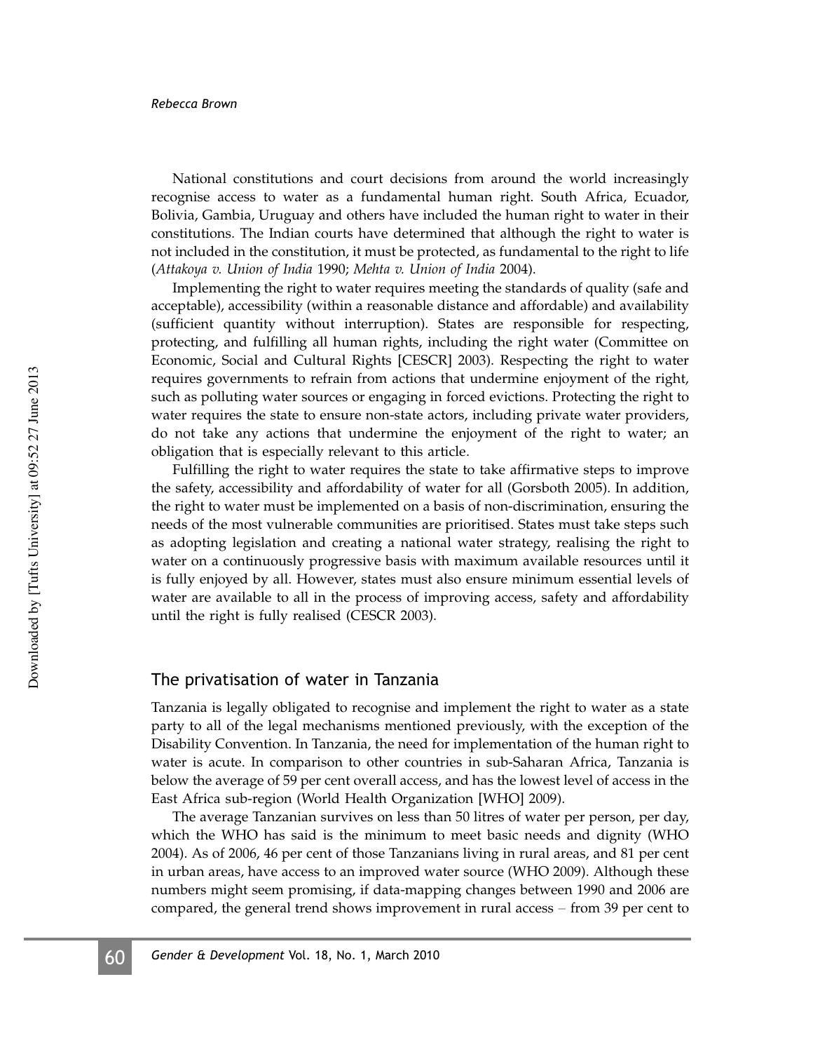National constitutions and court decisions from around the world increasingly recognise access to water as a fundamental human right. South Africa, Ecuador, Bolivia, Gambia, Uruguay and others have included the human right to water in their constitutions. The Indian courts have determined that although the right to water is not included in the constitution, it must be protected, as fundamental to the right to life (*Attakoya v. Union of India* 1990; *Mehta v. Union of India* 2004).

Implementing the right to water requires meeting the standards of quality (safe and acceptable), accessibility (within a reasonable distance and affordable) and availability (sufficient quantity without interruption). States are responsible for respecting, protecting, and fulfilling all human rights, including the right water (Committee on Economic, Social and Cultural Rights [CESCR] 2003). Respecting the right to water requires governments to refrain from actions that undermine enjoyment of the right, such as polluting water sources or engaging in forced evictions. Protecting the right to water requires the state to ensure non-state actors, including private water providers, do not take any actions that undermine the enjoyment of the right to water; an obligation that is especially relevant to this article.

Fulfilling the right to water requires the state to take affirmative steps to improve the safety, accessibility and affordability of water for all (Gorsboth 2005). In addition, the right to water must be implemented on a basis of non-discrimination, ensuring the needs of the most vulnerable communities are prioritised. States must take steps such as adopting legislation and creating a national water strategy, realising the right to water on a continuously progressive basis with maximum available resources until it is fully enjoyed by all. However, states must also ensure minimum essential levels of water are available to all in the process of improving access, safety and affordability until the right is fully realised (CESCR 2003).

## The privatisation of water in Tanzania

Tanzania is legally obligated to recognise and implement the right to water as a state party to all of the legal mechanisms mentioned previously, with the exception of the Disability Convention. In Tanzania, the need for implementation of the human right to water is acute. In comparison to other countries in sub-Saharan Africa, Tanzania is below the average of 59 per cent overall access, and has the lowest level of access in the East Africa sub-region (World Health Organization [WHO] 2009).

The average Tanzanian survives on less than 50 litres of water per person, per day, which the WHO has said is the minimum to meet basic needs and dignity (WHO 2004). As of 2006, 46 per cent of those Tanzanians living in rural areas, and 81 per cent in urban areas, have access to an improved water source (WHO 2009). Although these numbers might seem promising, if data-mapping changes between 1990 and 2006 are compared, the general trend shows improvement in rural access – from 39 per cent to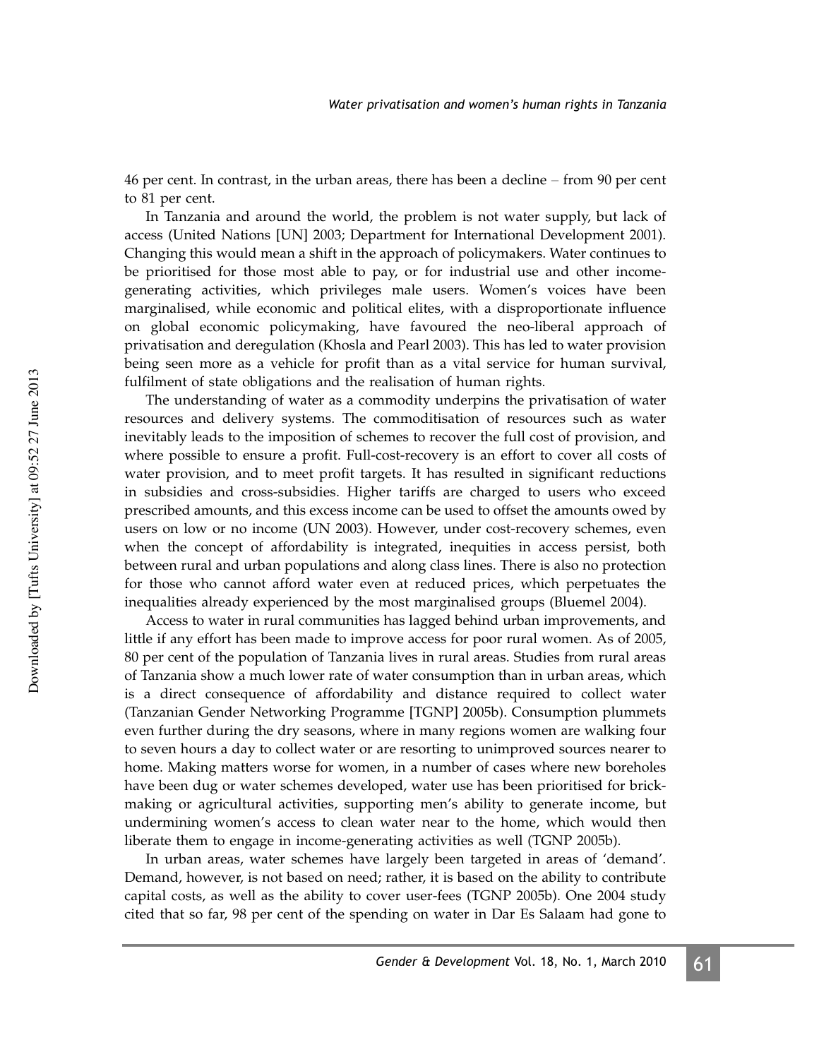46 per cent. In contrast, in the urban areas, there has been a decline – from 90 per cent to 81 per cent.

In Tanzania and around the world, the problem is not water supply, but lack of access (United Nations [UN] 2003; Department for International Development 2001). Changing this would mean a shift in the approach of policymakers. Water continues to be prioritised for those most able to pay, or for industrial use and other income-generating activities, which privileges male users. Women's voices have been marginalised, while economic and political elites, with a disproportionate influence on global economic policymaking, have favoured the neo-liberal approach of privatisation and deregulation (Khosla and Pearl 2003). This has led to water provision being seen more as a vehicle for profit than as a vital service for human survival, fulfilment of state obligations and the realisation of human rights.

The understanding of water as a commodity underpins the privatisation of water resources and delivery systems. The commoditisation of resources such as water inevitably leads to the imposition of schemes to recover the full cost of provision, and where possible to ensure a profit. Full-cost-recovery is an effort to cover all costs of water provision, and to meet profit targets. It has resulted in significant reductions in subsidies and cross-subsidies. Higher tariffs are charged to users who exceed prescribed amounts, and this excess income can be used to offset the amounts owed by users on low or no income (UN 2003). However, under cost-recovery schemes, even when the concept of affordability is integrated, inequities in access persist, both between rural and urban populations and along class lines. There is also no protection for those who cannot afford water even at reduced prices, which perpetuates the inequalities already experienced by the most marginalised groups (Bluemel 2004).

Access to water in rural communities has lagged behind urban improvements, and little if any effort has been made to improve access for poor rural women. As of 2005, 80 per cent of the population of Tanzania lives in rural areas. Studies from rural areas of Tanzania show a much lower rate of water consumption than in urban areas, which is a direct consequence of affordability and distance required to collect water (Tanzanian Gender Networking Programme [TGNP] 2005b). Consumption plummets even further during the dry seasons, where in many regions women are walking four to seven hours a day to collect water or are resorting to unimproved sources nearer to home. Making matters worse for women, in a number of cases where new boreholes have been dug or water schemes developed, water use has been prioritised for brick-making or agricultural activities, supporting men's ability to generate income, but undermining women's access to clean water near to the home, which would then liberate them to engage in income-generating activities as well (TGNP 2005b).

In urban areas, water schemes have largely been targeted in areas of 'demand'. Demand, however, is not based on need; rather, it is based on the ability to contribute capital costs, as well as the ability to cover user-fees (TGNP 2005b). One 2004 study cited that so far, 98 per cent of the spending on water in Dar Es Salaam had gone to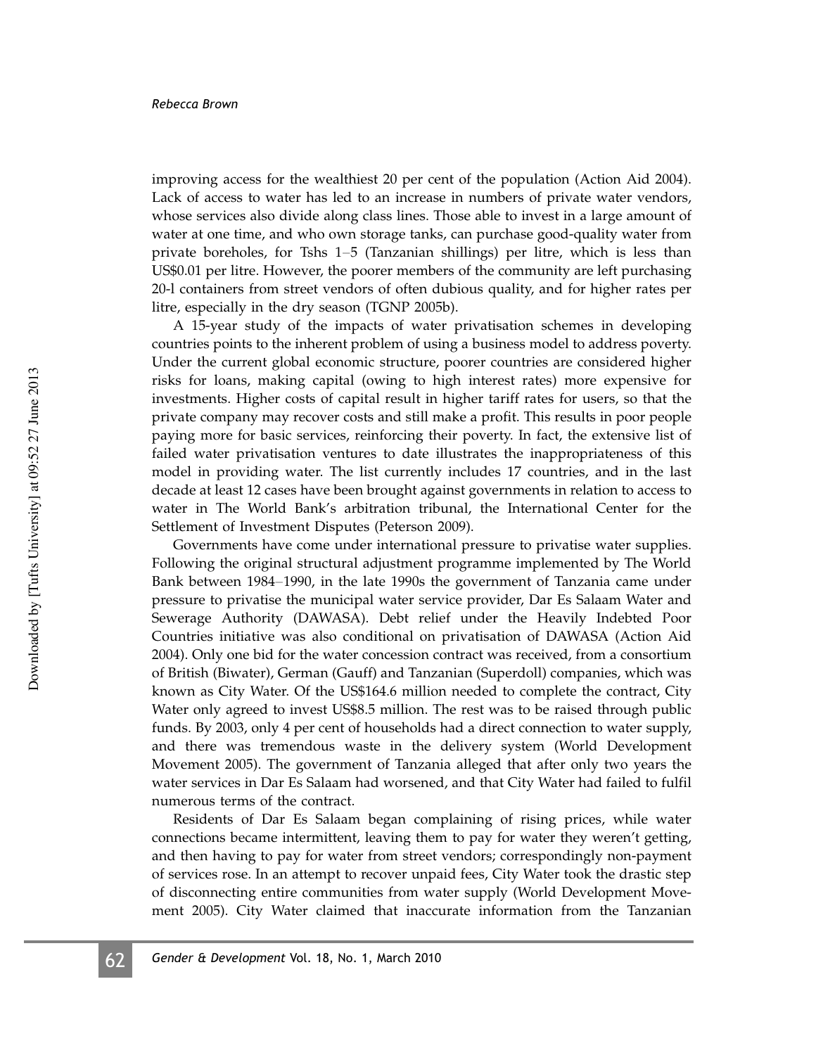improving access for the wealthiest 20 per cent of the population (Action Aid 2004). Lack of access to water has led to an increase in numbers of private water vendors, whose services also divide along class lines. Those able to invest in a large amount of water at one time, and who own storage tanks, can purchase good-quality water from private boreholes, for Tshs 1–5 (Tanzanian shillings) per litre, which is less than US$0.01 per litre. However, the poorer members of the community are left purchasing 20-l containers from street vendors of often dubious quality, and for higher rates per litre, especially in the dry season (TGNP 2005b).

A 15-year study of the impacts of water privatisation schemes in developing countries points to the inherent problem of using a business model to address poverty. Under the current global economic structure, poorer countries are considered higher risks for loans, making capital (owing to high interest rates) more expensive for investments. Higher costs of capital result in higher tariff rates for users, so that the private company may recover costs and still make a profit. This results in poor people paying more for basic services, reinforcing their poverty. In fact, the extensive list of failed water privatisation ventures to date illustrates the inappropriateness of this model in providing water. The list currently includes 17 countries, and in the last decade at least 12 cases have been brought against governments in relation to access to water in The World Bank's arbitration tribunal, the International Center for the Settlement of Investment Disputes (Peterson 2009).

Governments have come under international pressure to privatise water supplies. Following the original structural adjustment programme implemented by The World Bank between 1984–1990, in the late 1990s the government of Tanzania came under pressure to privatise the municipal water service provider, Dar Es Salaam Water and Sewerage Authority (DAWASA). Debt relief under the Heavily Indebted Poor Countries initiative was also conditional on privatisation of DAWASA (Action Aid 2004). Only one bid for the water concession contract was received, from a consortium of British (Biwater), German (Gauff) and Tanzanian (Superdoll) companies, which was known as City Water. Of the US$164.6 million needed to complete the contract, City Water only agreed to invest US$8.5 million. The rest was to be raised through public funds. By 2003, only 4 per cent of households had a direct connection to water supply, and there was tremendous waste in the delivery system (World Development Movement 2005). The government of Tanzania alleged that after only two years the water services in Dar Es Salaam had worsened, and that City Water had failed to fulfil numerous terms of the contract.

Residents of Dar Es Salaam began complaining of rising prices, while water connections became intermittent, leaving them to pay for water they weren't getting, and then having to pay for water from street vendors; correspondingly non-payment of services rose. In an attempt to recover unpaid fees, City Water took the drastic step of disconnecting entire communities from water supply (World Development Movement 2005). City Water claimed that inaccurate information from the Tanzanian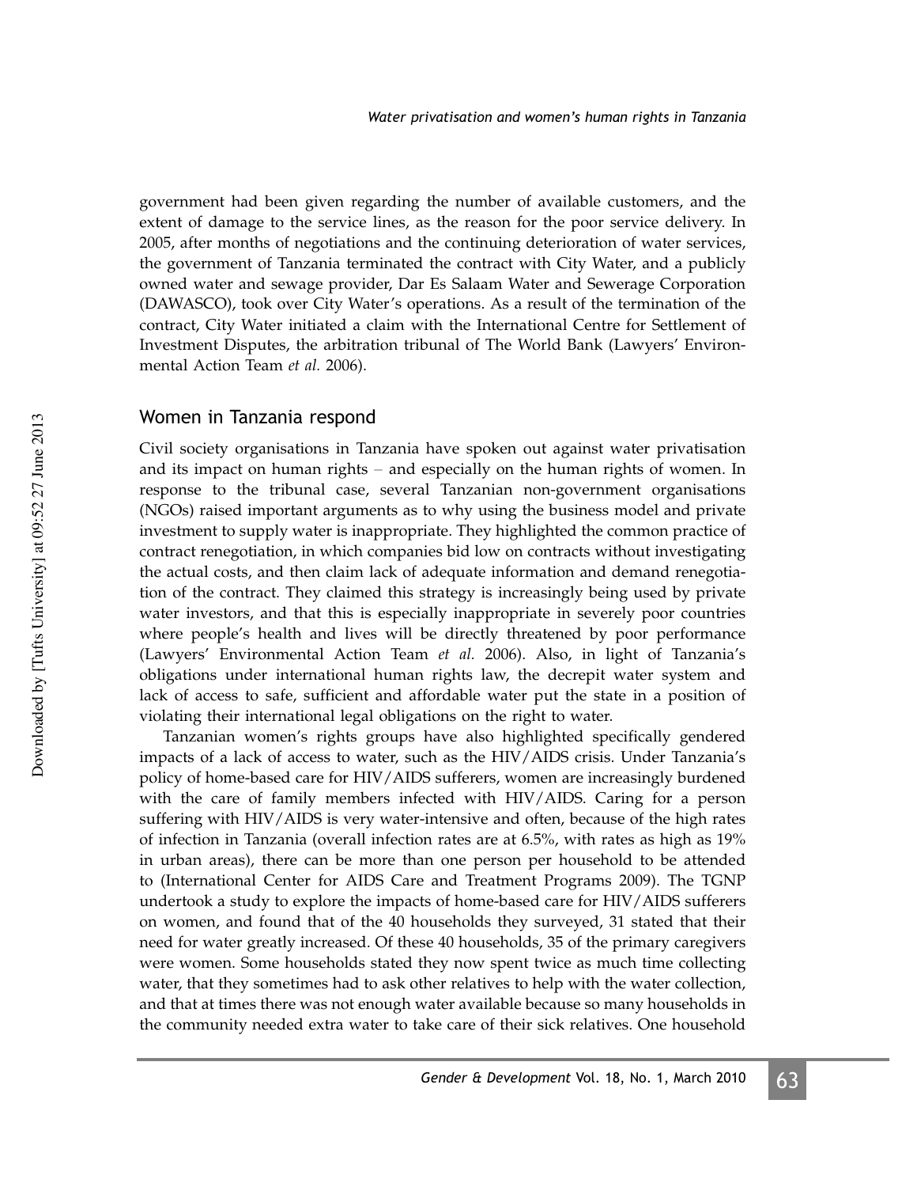government had been given regarding the number of available customers, and the extent of damage to the service lines, as the reason for the poor service delivery. In 2005, after months of negotiations and the continuing deterioration of water services, the government of Tanzania terminated the contract with City Water, and a publicly owned water and sewage provider, Dar Es Salaam Water and Sewerage Corporation (DAWASCO), took over City Water's operations. As a result of the termination of the contract, City Water initiated a claim with the International Centre for Settlement of Investment Disputes, the arbitration tribunal of The World Bank (Lawyers' Environmental Action Team *et al.* 2006).

## Women in Tanzania respond

Civil society organisations in Tanzania have spoken out against water privatisation and its impact on human rights – and especially on the human rights of women. In response to the tribunal case, several Tanzanian non-government organisations (NGOs) raised important arguments as to why using the business model and private investment to supply water is inappropriate. They highlighted the common practice of contract renegotiation, in which companies bid low on contracts without investigating the actual costs, and then claim lack of adequate information and demand renegotiation of the contract. They claimed this strategy is increasingly being used by private water investors, and that this is especially inappropriate in severely poor countries where people's health and lives will be directly threatened by poor performance (Lawyers' Environmental Action Team *et al.* 2006). Also, in light of Tanzania's obligations under international human rights law, the decrepit water system and lack of access to safe, sufficient and affordable water put the state in a position of violating their international legal obligations on the right to water.

Tanzanian women's rights groups have also highlighted specifically gendered impacts of a lack of access to water, such as the HIV/AIDS crisis. Under Tanzania's policy of home-based care for HIV/AIDS sufferers, women are increasingly burdened with the care of family members infected with HIV/AIDS. Caring for a person suffering with HIV/AIDS is very water-intensive and often, because of the high rates of infection in Tanzania (overall infection rates are at 6.5%, with rates as high as 19% in urban areas), there can be more than one person per household to be attended to (International Center for AIDS Care and Treatment Programs 2009). The TGNP undertook a study to explore the impacts of home-based care for HIV/AIDS sufferers on women, and found that of the 40 households they surveyed, 31 stated that their need for water greatly increased. Of these 40 households, 35 of the primary caregivers were women. Some households stated they now spent twice as much time collecting water, that they sometimes had to ask other relatives to help with the water collection, and that at times there was not enough water available because so many households in the community needed extra water to take care of their sick relatives. One household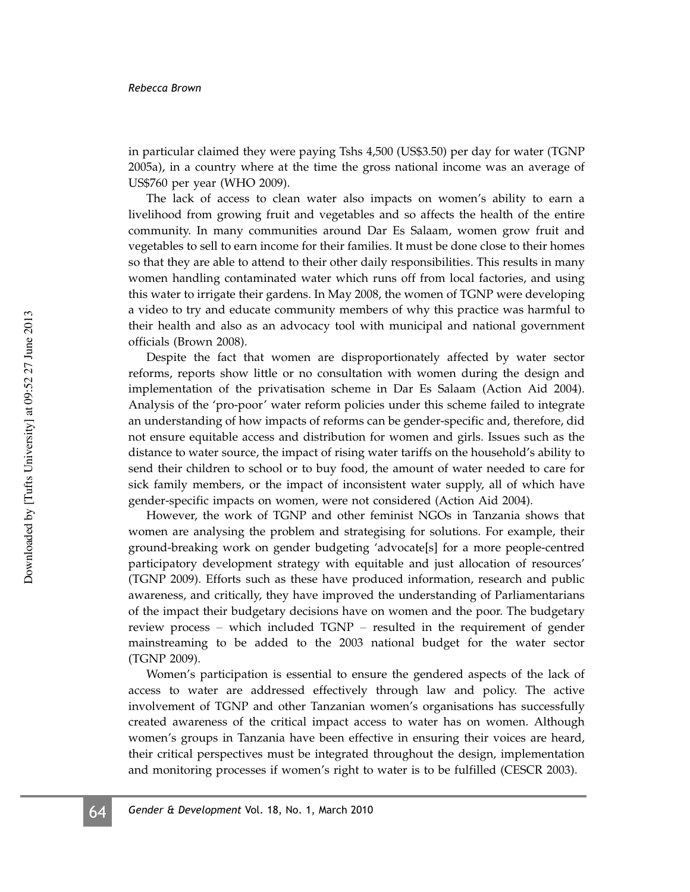in particular claimed they were paying Tshs 4,500 (US$3.50) per day for water (TGNP 2005a), in a country where at the time the gross national income was an average of US$760 per year (WHO 2009).

The lack of access to clean water also impacts on women's ability to earn a livelihood from growing fruit and vegetables and so affects the health of the entire community. In many communities around Dar Es Salaam, women grow fruit and vegetables to sell to earn income for their families. It must be done close to their homes so that they are able to attend to their other daily responsibilities. This results in many women handling contaminated water which runs off from local factories, and using this water to irrigate their gardens. In May 2008, the women of TGNP were developing a video to try and educate community members of why this practice was harmful to their health and also as an advocacy tool with municipal and national government officials (Brown 2008).

Despite the fact that women are disproportionately affected by water sector reforms, reports show little or no consultation with women during the design and implementation of the privatisation scheme in Dar Es Salaam (Action Aid 2004). Analysis of the 'pro-poor' water reform policies under this scheme failed to integrate an understanding of how impacts of reforms can be gender-specific and, therefore, did not ensure equitable access and distribution for women and girls. Issues such as the distance to water source, the impact of rising water tariffs on the household's ability to send their children to school or to buy food, the amount of water needed to care for sick family members, or the impact of inconsistent water supply, all of which have gender-specific impacts on women, were not considered (Action Aid 2004).

However, the work of TGNP and other feminist NGOs in Tanzania shows that women are analysing the problem and strategising for solutions. For example, their ground-breaking work on gender budgeting 'advocate[s] for a more people-centred participatory development strategy with equitable and just allocation of resources' (TGNP 2009). Efforts such as these have produced information, research and public awareness, and critically, they have improved the understanding of Parliamentarians of the impact their budgetary decisions have on women and the poor. The budgetary review process – which included TGNP – resulted in the requirement of gender mainstreaming to be added to the 2003 national budget for the water sector (TGNP 2009).

Women's participation is essential to ensure the gendered aspects of the lack of access to water are addressed effectively through law and policy. The active involvement of TGNP and other Tanzanian women's organisations has successfully created awareness of the critical impact access to water has on women. Although women's groups in Tanzania have been effective in ensuring their voices are heard, their critical perspectives must be integrated throughout the design, implementation and monitoring processes if women's right to water is to be fulfilled (CESCR 2003).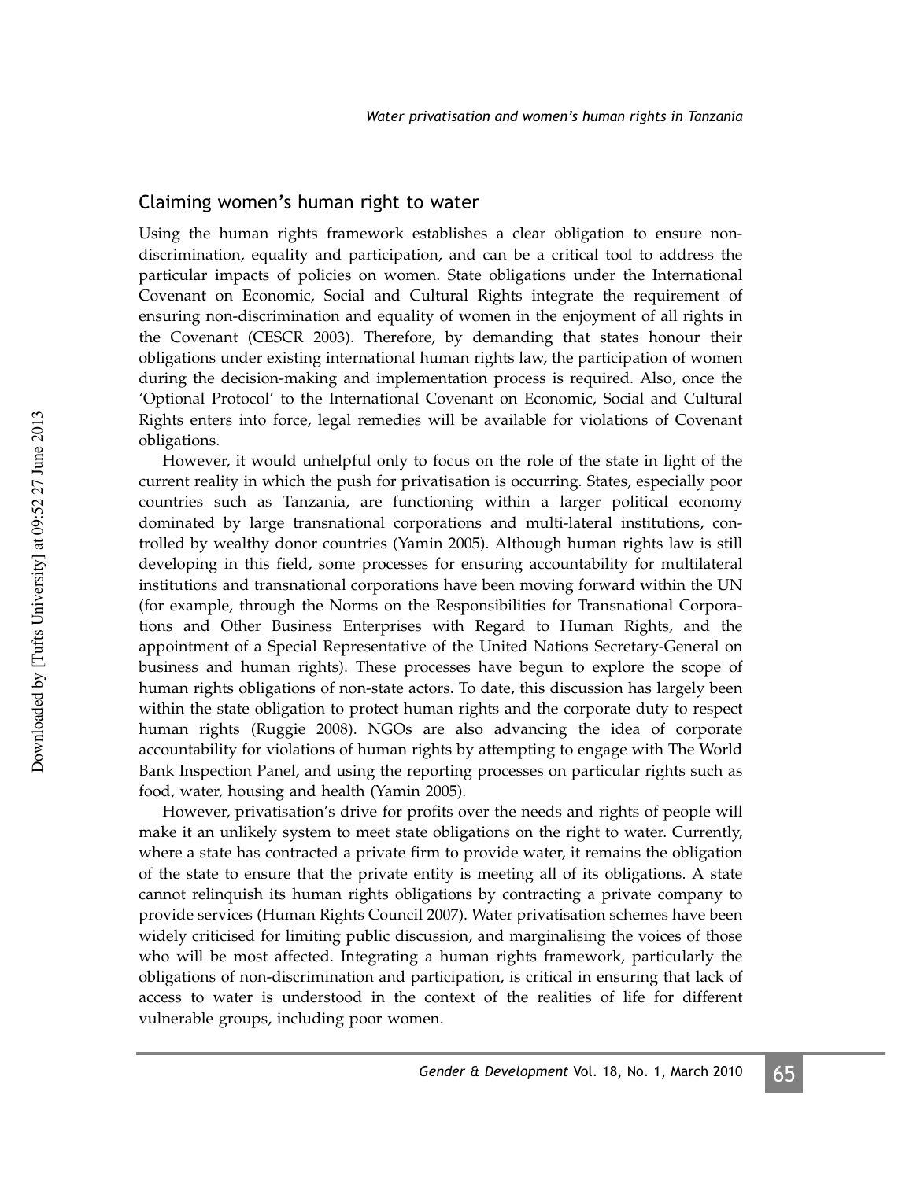## Claiming women's human right to water

Using the human rights framework establishes a clear obligation to ensure non-discrimination, equality and participation, and can be a critical tool to address the particular impacts of policies on women. State obligations under the International Covenant on Economic, Social and Cultural Rights integrate the requirement of ensuring non-discrimination and equality of women in the enjoyment of all rights in the Covenant (CESCR 2003). Therefore, by demanding that states honour their obligations under existing international human rights law, the participation of women during the decision-making and implementation process is required. Also, once the 'Optional Protocol' to the International Covenant on Economic, Social and Cultural Rights enters into force, legal remedies will be available for violations of Covenant obligations.

However, it would unhelpful only to focus on the role of the state in light of the current reality in which the push for privatisation is occurring. States, especially poor countries such as Tanzania, are functioning within a larger political economy dominated by large transnational corporations and multi-lateral institutions, controlled by wealthy donor countries (Yamin 2005). Although human rights law is still developing in this field, some processes for ensuring accountability for multilateral institutions and transnational corporations have been moving forward within the UN (for example, through the Norms on the Responsibilities for Transnational Corporations and Other Business Enterprises with Regard to Human Rights, and the appointment of a Special Representative of the United Nations Secretary-General on business and human rights). These processes have begun to explore the scope of human rights obligations of non-state actors. To date, this discussion has largely been within the state obligation to protect human rights and the corporate duty to respect human rights (Ruggie 2008). NGOs are also advancing the idea of corporate accountability for violations of human rights by attempting to engage with The World Bank Inspection Panel, and using the reporting processes on particular rights such as food, water, housing and health (Yamin 2005).

However, privatisation's drive for profits over the needs and rights of people will make it an unlikely system to meet state obligations on the right to water. Currently, where a state has contracted a private firm to provide water, it remains the obligation of the state to ensure that the private entity is meeting all of its obligations. A state cannot relinquish its human rights obligations by contracting a private company to provide services (Human Rights Council 2007). Water privatisation schemes have been widely criticised for limiting public discussion, and marginalising the voices of those who will be most affected. Integrating a human rights framework, particularly the obligations of non-discrimination and participation, is critical in ensuring that lack of access to water is understood in the context of the realities of life for different vulnerable groups, including poor women.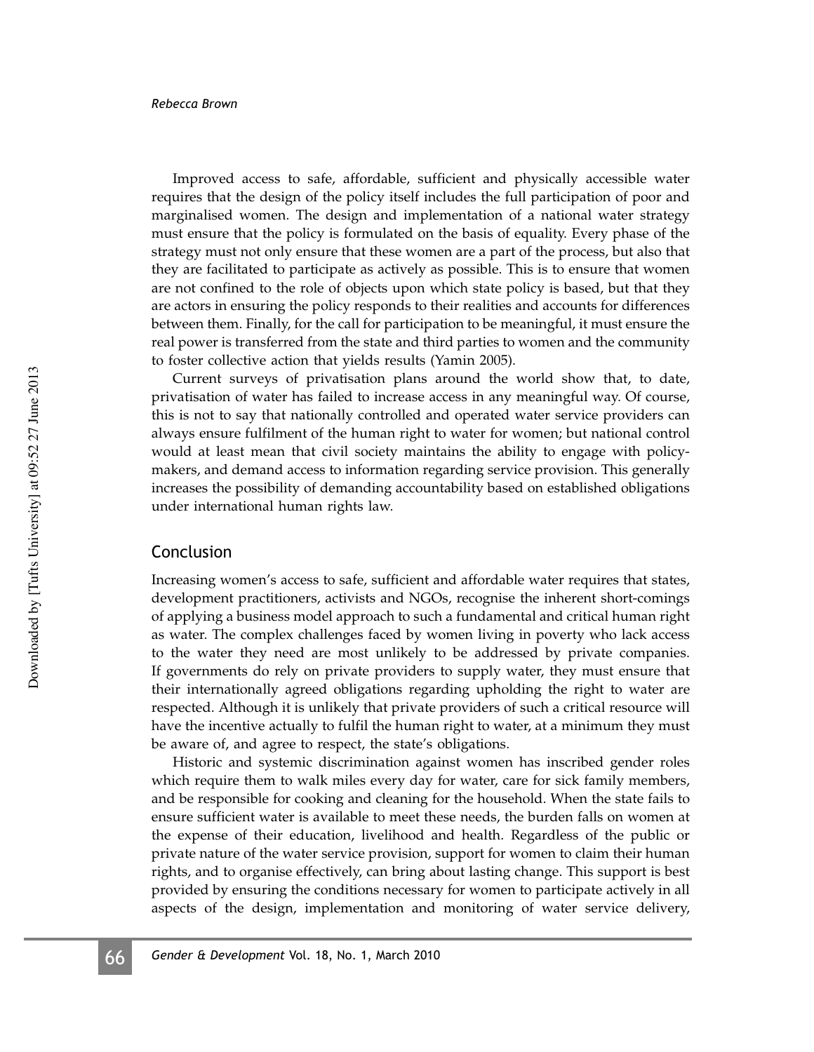Improved access to safe, affordable, sufficient and physically accessible water requires that the design of the policy itself includes the full participation of poor and marginalised women. The design and implementation of a national water strategy must ensure that the policy is formulated on the basis of equality. Every phase of the strategy must not only ensure that these women are a part of the process, but also that they are facilitated to participate as actively as possible. This is to ensure that women are not confined to the role of objects upon which state policy is based, but that they are actors in ensuring the policy responds to their realities and accounts for differences between them. Finally, for the call for participation to be meaningful, it must ensure the real power is transferred from the state and third parties to women and the community to foster collective action that yields results (Yamin 2005).

Current surveys of privatisation plans around the world show that, to date, privatisation of water has failed to increase access in any meaningful way. Of course, this is not to say that nationally controlled and operated water service providers can always ensure fulfilment of the human right to water for women; but national control would at least mean that civil society maintains the ability to engage with policy-makers, and demand access to information regarding service provision. This generally increases the possibility of demanding accountability based on established obligations under international human rights law.

## Conclusion

Increasing women's access to safe, sufficient and affordable water requires that states, development practitioners, activists and NGOs, recognise the inherent short-comings of applying a business model approach to such a fundamental and critical human right as water. The complex challenges faced by women living in poverty who lack access to the water they need are most unlikely to be addressed by private companies. If governments do rely on private providers to supply water, they must ensure that their internationally agreed obligations regarding upholding the right to water are respected. Although it is unlikely that private providers of such a critical resource will have the incentive actually to fulfil the human right to water, at a minimum they must be aware of, and agree to respect, the state's obligations.

Historic and systemic discrimination against women has inscribed gender roles which require them to walk miles every day for water, care for sick family members, and be responsible for cooking and cleaning for the household. When the state fails to ensure sufficient water is available to meet these needs, the burden falls on women at the expense of their education, livelihood and health. Regardless of the public or private nature of the water service provision, support for women to claim their human rights, and to organise effectively, can bring about lasting change. This support is best provided by ensuring the conditions necessary for women to participate actively in all aspects of the design, implementation and monitoring of water service delivery,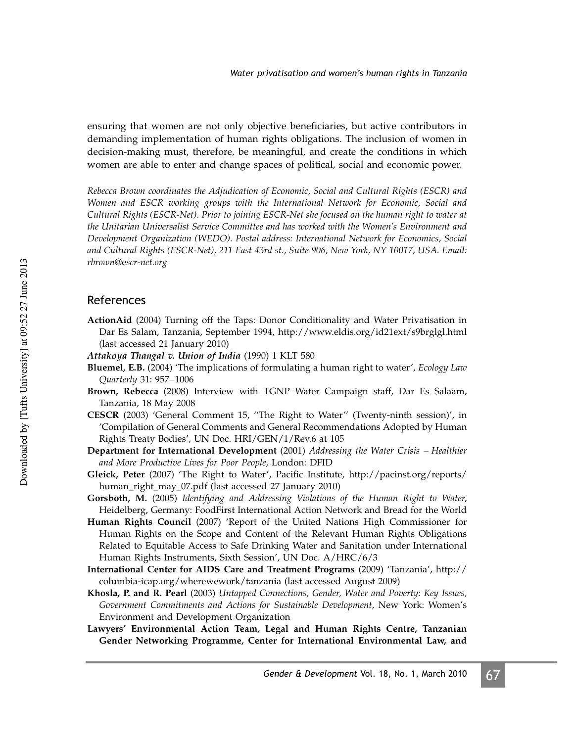ensuring that women are not only objective beneficiaries, but active contributors in demanding implementation of human rights obligations. The inclusion of women in decision-making must, therefore, be meaningful, and create the conditions in which women are able to enter and change spaces of political, social and economic power.

*Rebecca Brown coordinates the Adjudication of Economic, Social and Cultural Rights (ESCR) and Women and ESCR working groups with the International Network for Economic, Social and Cultural Rights (ESCR-Net). Prior to joining ESCR-Net she focused on the human right to water at the Unitarian Universalist Service Committee and has worked with the Women's Environment and Development Organization (WEDO). Postal address: International Network for Economics, Social and Cultural Rights (ESCR-Net), 211 East 43rd st., Suite 906, New York, NY 10017, USA. Email: rbrown@escr-net.org*

## References

**ActionAid** (2004) Turning off the Taps: Donor Conditionality and Water Privatisation in Dar Es Salam, Tanzania, September 1994, http://www.eldis.org/id21ext/s9brglgl.html (last accessed 21 January 2010)

***Attakoya Thangal v. Union of India*** (1990) 1 KLT 580

**Bluemel, E.B.** (2004) 'The implications of formulating a human right to water', *Ecology Law Quarterly* 31: 957–1006

**Brown, Rebecca** (2008) Interview with TGNP Water Campaign staff, Dar Es Salaam, Tanzania, 18 May 2008

**CESCR** (2003) 'General Comment 15, "The Right to Water" (Twenty-ninth session)', in 'Compilation of General Comments and General Recommendations Adopted by Human Rights Treaty Bodies', UN Doc. HRI/GEN/1/Rev.6 at 105

**Department for International Development** (2001) *Addressing the Water Crisis – Healthier and More Productive Lives for Poor People*, London: DFID

**Gleick, Peter** (2007) 'The Right to Water', Pacific Institute, http://pacinst.org/reports/human_right_may_07.pdf (last accessed 27 January 2010)

**Gorsboth, M.** (2005) *Identifying and Addressing Violations of the Human Right to Water*, Heidelberg, Germany: FoodFirst International Action Network and Bread for the World

**Human Rights Council** (2007) 'Report of the United Nations High Commissioner for Human Rights on the Scope and Content of the Relevant Human Rights Obligations Related to Equitable Access to Safe Drinking Water and Sanitation under International Human Rights Instruments, Sixth Session', UN Doc. A/HRC/6/3

**International Center for AIDS Care and Treatment Programs** (2009) 'Tanzania', http://columbia-icap.org/wherewework/tanzania (last accessed August 2009)

**Khosla, P. and R. Pearl** (2003) *Untapped Connections, Gender, Water and Poverty: Key Issues, Government Commitments and Actions for Sustainable Development*, New York: Women's Environment and Development Organization

**Lawyers' Environmental Action Team, Legal and Human Rights Centre, Tanzanian Gender Networking Programme, Center for International Environmental Law, and**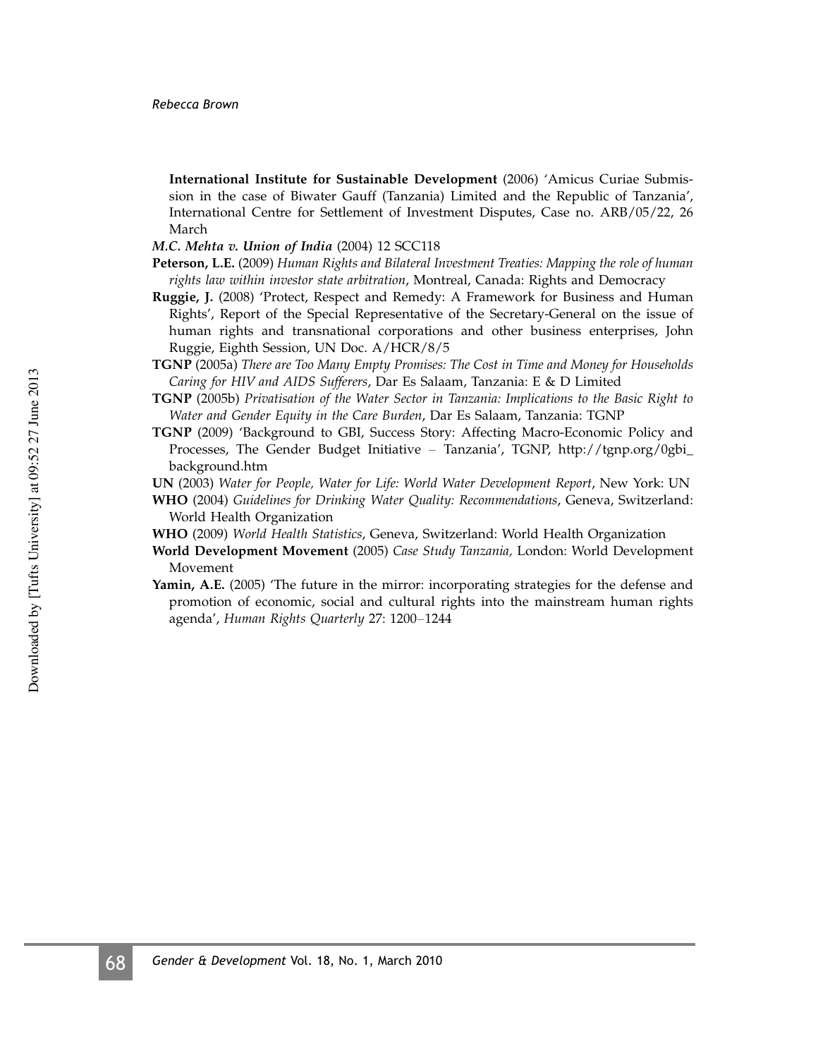**International Institute for Sustainable Development** (2006) 'Amicus Curiae Submission in the case of Biwater Gauff (Tanzania) Limited and the Republic of Tanzania', International Centre for Settlement of Investment Disputes, Case no. ARB/05/22, 26 March

***M.C. Mehta v. Union of India*** (2004) 12 SCC118

**Peterson, L.E.** (2009) *Human Rights and Bilateral Investment Treaties: Mapping the role of human rights law within investor state arbitration*, Montreal, Canada: Rights and Democracy

**Ruggie, J.** (2008) 'Protect, Respect and Remedy: A Framework for Business and Human Rights', Report of the Special Representative of the Secretary-General on the issue of human rights and transnational corporations and other business enterprises, John Ruggie, Eighth Session, UN Doc. A/HCR/8/5

**TGNP** (2005a) *There are Too Many Empty Promises: The Cost in Time and Money for Households Caring for HIV and AIDS Sufferers*, Dar Es Salaam, Tanzania: E & D Limited

**TGNP** (2005b) *Privatisation of the Water Sector in Tanzania: Implications to the Basic Right to Water and Gender Equity in the Care Burden*, Dar Es Salaam, Tanzania: TGNP

**TGNP** (2009) 'Background to GBI, Success Story: Affecting Macro-Economic Policy and Processes, The Gender Budget Initiative – Tanzania', TGNP, http://tgnp.org/0gbi_background.htm

**UN** (2003) *Water for People, Water for Life: World Water Development Report*, New York: UN

**WHO** (2004) *Guidelines for Drinking Water Quality: Recommendations*, Geneva, Switzerland: World Health Organization

**WHO** (2009) *World Health Statistics*, Geneva, Switzerland: World Health Organization

**World Development Movement** (2005) *Case Study Tanzania,* London: World Development Movement

**Yamin, A.E.** (2005) 'The future in the mirror: incorporating strategies for the defense and promotion of economic, social and cultural rights into the mainstream human rights agenda', *Human Rights Quarterly* 27: 1200–1244